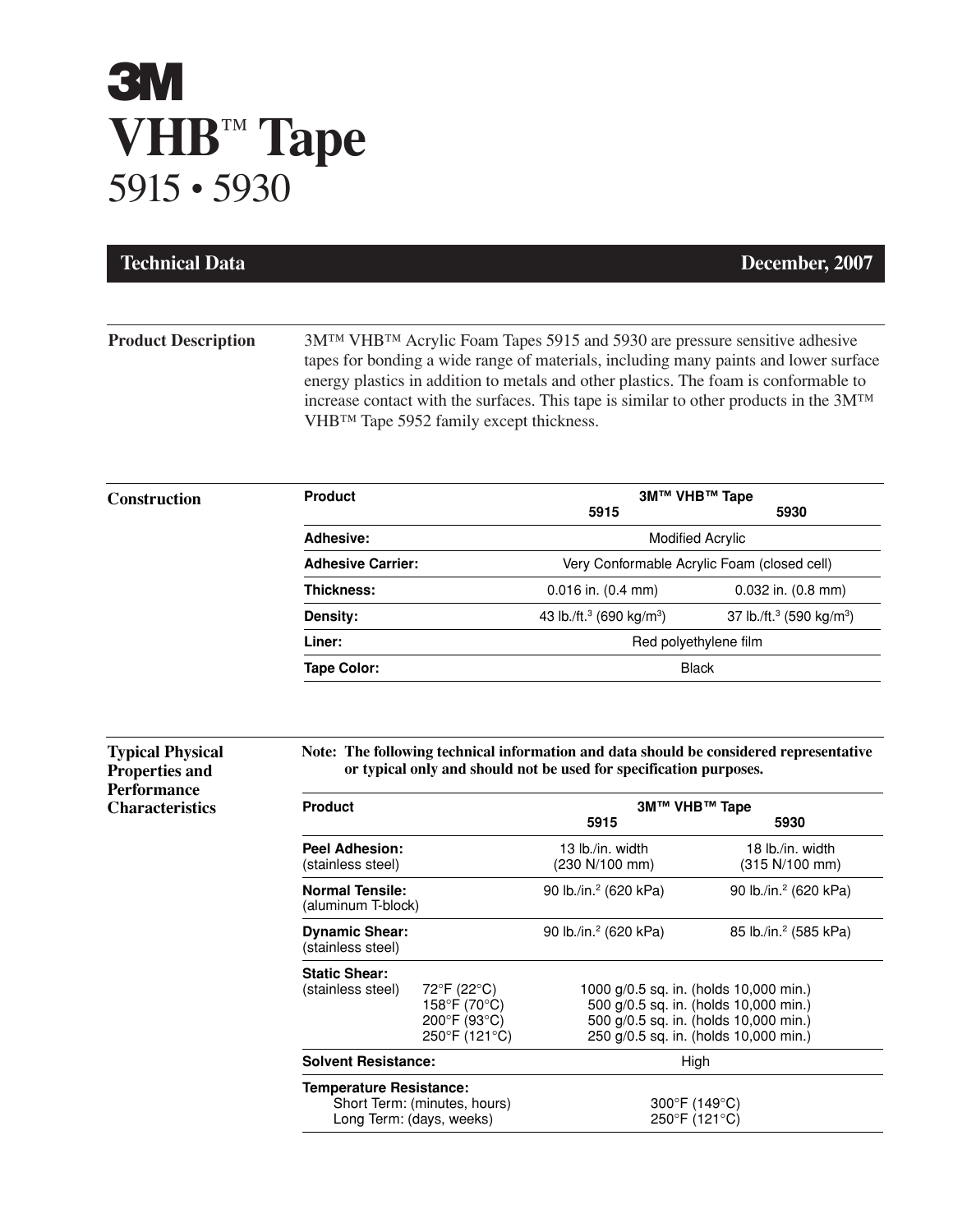# 3M

# VHB™ Tape

## 5915 • 5930

**Technical Data** — **December, 2007**

## Product Description

3M™ VHB™ Acrylic Foam Tapes 5915 and 5930 are pressure sensitive adhesive tapes for bonding a wide range of materials, including many paints and lower surface energy plastics in addition to metals and other plastics. The foam is conformable to increase contact with the surfaces. This tape is similar to other products in the 3M™ VHB™ Tape 5952 family except thickness.

## Construction

| Product | 3M™ VHB™ Tape 5915 | 3M™ VHB™ Tape 5930 |
|---|---|---|
| **Adhesive:** | Modified Acrylic | Modified Acrylic |
| **Adhesive Carrier:** | Very Conformable Acrylic Foam (closed cell) | Very Conformable Acrylic Foam (closed cell) |
| **Thickness:** | 0.016 in. (0.4 mm) | 0.032 in. (0.8 mm) |
| **Density:** | 43 lb./ft.$^3$ (690 kg/m$^3$) | 37 lb./ft.$^3$ (590 kg/m$^3$) |
| **Liner:** | Red polyethylene film | Red polyethylene film |
| **Tape Color:** | Black | Black |

## Typical Physical Properties and Performance Characteristics

**Note: The following technical information and data should be considered representative or typical only and should not be used for specification purposes.**

| Product | | 3M™ VHB™ Tape 5915 | 3M™ VHB™ Tape 5930 |
|---|---|---|---|
| **Peel Adhesion:** (stainless steel) | | 13 lb./in. width (230 N/100 mm) | 18 lb./in. width (315 N/100 mm) |
| **Normal Tensile:** (aluminum T-block) | | 90 lb./in.$^2$ (620 kPa) | 90 lb./in.$^2$ (620 kPa) |
| **Dynamic Shear:** (stainless steel) | | 90 lb./in.$^2$ (620 kPa) | 85 lb./in.$^2$ (585 kPa) |
| **Static Shear:** (stainless steel) | 72°F (22°C) | 1000 g/0.5 sq. in. (holds 10,000 min.) | 1000 g/0.5 sq. in. (holds 10,000 min.) |
| | 158°F (70°C) | 500 g/0.5 sq. in. (holds 10,000 min.) | 500 g/0.5 sq. in. (holds 10,000 min.) |
| | 200°F (93°C) | 500 g/0.5 sq. in. (holds 10,000 min.) | 500 g/0.5 sq. in. (holds 10,000 min.) |
| | 250°F (121°C) | 250 g/0.5 sq. in. (holds 10,000 min.) | 250 g/0.5 sq. in. (holds 10,000 min.) |
| **Solvent Resistance:** | | High | High |
| **Temperature Resistance:** | Short Term: (minutes, hours) | 300°F (149°C) | 300°F (149°C) |
| | Long Term: (days, weeks) | 250°F (121°C) | 250°F (121°C) |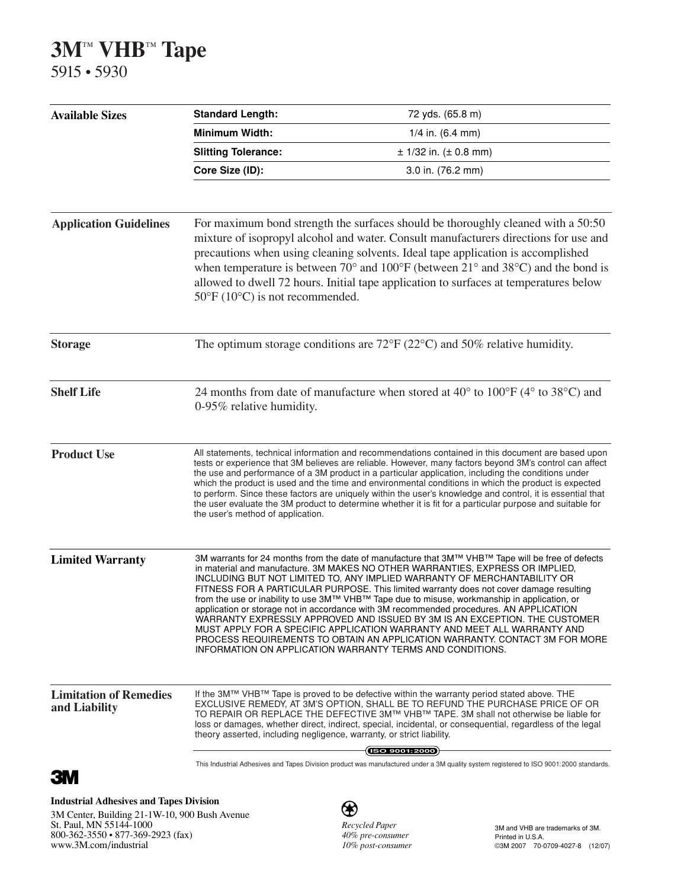# 3M™ VHB™ Tape

5915 • 5930

## Available Sizes

| | |
|---|---|
| **Standard Length:** | 72 yds. (65.8 m) |
| **Minimum Width:** | 1/4 in. (6.4 mm) |
| **Slitting Tolerance:** | ± 1/32 in. (± 0.8 mm) |
| **Core Size (ID):** | 3.0 in. (76.2 mm) |

## Application Guidelines

For maximum bond strength the surfaces should be thoroughly cleaned with a 50:50 mixture of isopropyl alcohol and water. Consult manufacturers directions for use and precautions when using cleaning solvents. Ideal tape application is accomplished when temperature is between 70° and 100°F (between 21° and 38°C) and the bond is allowed to dwell 72 hours. Initial tape application to surfaces at temperatures below 50°F (10°C) is not recommended.

## Storage

The optimum storage conditions are 72°F (22°C) and 50% relative humidity.

## Shelf Life

24 months from date of manufacture when stored at 40° to 100°F (4° to 38°C) and 0-95% relative humidity.

## Product Use

All statements, technical information and recommendations contained in this document are based upon tests or experience that 3M believes are reliable. However, many factors beyond 3M's control can affect the use and performance of a 3M product in a particular application, including the conditions under which the product is used and the time and environmental conditions in which the product is expected to perform. Since these factors are uniquely within the user's knowledge and control, it is essential that the user evaluate the 3M product to determine whether it is fit for a particular purpose and suitable for the user's method of application.

## Limited Warranty

3M warrants for 24 months from the date of manufacture that 3M™ VHB™ Tape will be free of defects in material and manufacture. 3M MAKES NO OTHER WARRANTIES, EXPRESS OR IMPLIED, INCLUDING BUT NOT LIMITED TO, ANY IMPLIED WARRANTY OF MERCHANTABILITY OR FITNESS FOR A PARTICULAR PURPOSE. This limited warranty does not cover damage resulting from the use or inability to use 3M™ VHB™ Tape due to misuse, workmanship in application, or application or storage not in accordance with 3M recommended procedures. AN APPLICATION WARRANTY EXPRESSLY APPROVED AND ISSUED BY 3M IS AN EXCEPTION. THE CUSTOMER MUST APPLY FOR A SPECIFIC APPLICATION WARRANTY AND MEET ALL WARRANTY AND PROCESS REQUIREMENTS TO OBTAIN AN APPLICATION WARRANTY. CONTACT 3M FOR MORE INFORMATION ON APPLICATION WARRANTY TERMS AND CONDITIONS.

## Limitation of Remedies and Liability

If the 3M™ VHB™ Tape is proved to be defective within the warranty period stated above. THE EXCLUSIVE REMEDY, AT 3M'S OPTION, SHALL BE TO REFUND THE PURCHASE PRICE OF OR TO REPAIR OR REPLACE THE DEFECTIVE 3M™ VHB™ TAPE. 3M shall not otherwise be liable for loss or damages, whether direct, indirect, special, incidental, or consequential, regardless of the legal theory asserted, including negligence, warranty, or strict liability.

ISO 9001:2000

This Industrial Adhesives and Tapes Division product was manufactured under a 3M quality system registered to ISO 9001:2000 standards.

3M

**Industrial Adhesives and Tapes Division**

3M Center, Building 21-1W-10, 900 Bush Avenue
St. Paul, MN 55144-1000
800-362-3550 • 877-369-2923 (fax)
www.3M.com/industrial

*Recycled Paper*
*40% pre-consumer*
*10% post-consumer*

3M and VHB are trademarks of 3M.
Printed in U.S.A.
©3M 2007 70-0709-4027-8 (12/07)